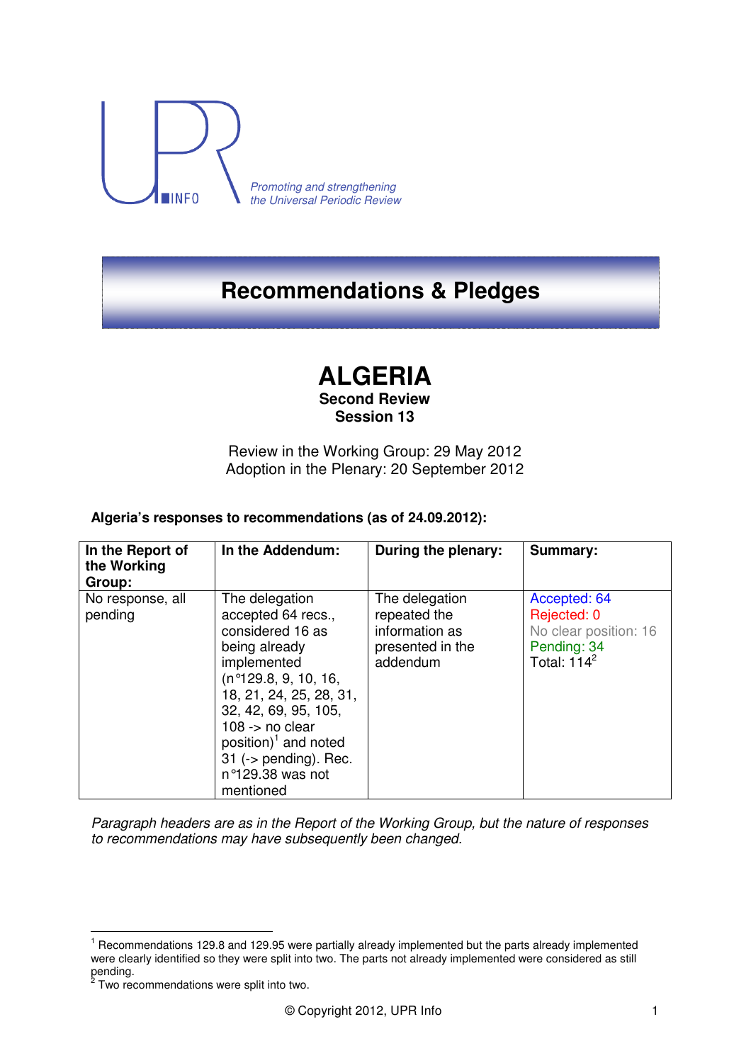UPR INFO

*Promoting and strengthening the Universal Periodic Review*

# Recommendations & Pledges

# ALGERIA

**Second Review**
**Session 13**

Review in the Working Group: 29 May 2012
Adoption in the Plenary: 20 September 2012

**Algeria's responses to recommendations (as of 24.09.2012):**

| In the Report of the Working Group: | In the Addendum: | During the plenary: | Summary: |
|---|---|---|---|
| No response, all pending | The delegation accepted 64 recs., considered 16 as being already implemented (n°129.8, 9, 10, 16, 18, 21, 24, 25, 28, 31, 32, 42, 69, 95, 105, 108 -> no clear position)[1] and noted 31 (-> pending). Rec. n°129.38 was not mentioned | The delegation repeated the information as presented in the addendum | Accepted: 64<br>Rejected: 0<br>No clear position: 16<br>Pending: 34<br>Total: 114[2] |

*Paragraph headers are as in the Report of the Working Group, but the nature of responses to recommendations may have subsequently been changed.*

---

[1] Recommendations 129.8 and 129.95 were partially already implemented but the parts already implemented were clearly identified so they were split into two. The parts not already implemented were considered as still pending.

[2] Two recommendations were split into two.

© Copyright 2012, UPR Info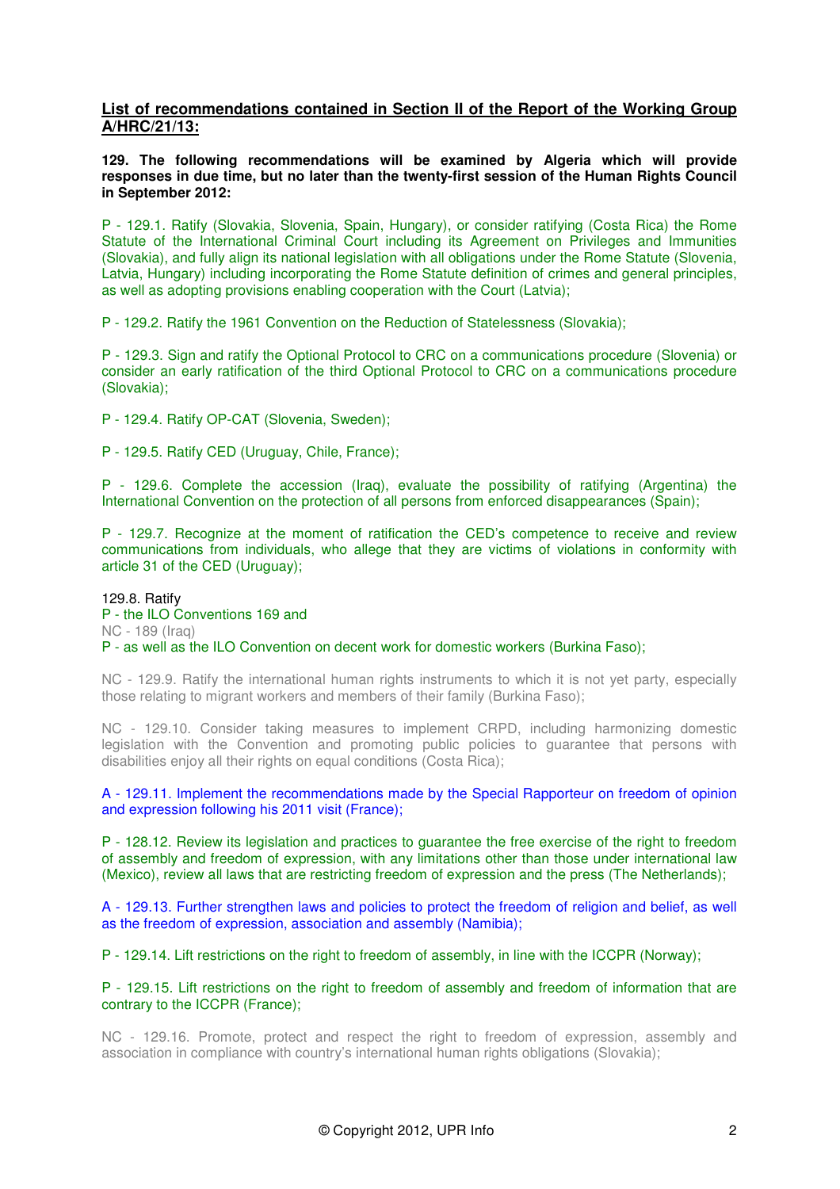**List of recommendations contained in Section II of the Report of the Working Group A/HRC/21/13:**

**129. The following recommendations will be examined by Algeria which will provide responses in due time, but no later than the twenty-first session of the Human Rights Council in September 2012:**

P - 129.1. Ratify (Slovakia, Slovenia, Spain, Hungary), or consider ratifying (Costa Rica) the Rome Statute of the International Criminal Court including its Agreement on Privileges and Immunities (Slovakia), and fully align its national legislation with all obligations under the Rome Statute (Slovenia, Latvia, Hungary) including incorporating the Rome Statute definition of crimes and general principles, as well as adopting provisions enabling cooperation with the Court (Latvia);

P - 129.2. Ratify the 1961 Convention on the Reduction of Statelessness (Slovakia);

P - 129.3. Sign and ratify the Optional Protocol to CRC on a communications procedure (Slovenia) or consider an early ratification of the third Optional Protocol to CRC on a communications procedure (Slovakia);

P - 129.4. Ratify OP-CAT (Slovenia, Sweden);

P - 129.5. Ratify CED (Uruguay, Chile, France);

P - 129.6. Complete the accession (Iraq), evaluate the possibility of ratifying (Argentina) the International Convention on the protection of all persons from enforced disappearances (Spain);

P - 129.7. Recognize at the moment of ratification the CED's competence to receive and review communications from individuals, who allege that they are victims of violations in conformity with article 31 of the CED (Uruguay);

129.8. Ratify
P - the ILO Conventions 169 and
NC - 189 (Iraq)
P - as well as the ILO Convention on decent work for domestic workers (Burkina Faso);

NC - 129.9. Ratify the international human rights instruments to which it is not yet party, especially those relating to migrant workers and members of their family (Burkina Faso);

NC - 129.10. Consider taking measures to implement CRPD, including harmonizing domestic legislation with the Convention and promoting public policies to guarantee that persons with disabilities enjoy all their rights on equal conditions (Costa Rica);

A - 129.11. Implement the recommendations made by the Special Rapporteur on freedom of opinion and expression following his 2011 visit (France);

P - 128.12. Review its legislation and practices to guarantee the free exercise of the right to freedom of assembly and freedom of expression, with any limitations other than those under international law (Mexico), review all laws that are restricting freedom of expression and the press (The Netherlands);

A - 129.13. Further strengthen laws and policies to protect the freedom of religion and belief, as well as the freedom of expression, association and assembly (Namibia);

P - 129.14. Lift restrictions on the right to freedom of assembly, in line with the ICCPR (Norway);

P - 129.15. Lift restrictions on the right to freedom of assembly and freedom of information that are contrary to the ICCPR (France);

NC - 129.16. Promote, protect and respect the right to freedom of expression, assembly and association in compliance with country's international human rights obligations (Slovakia);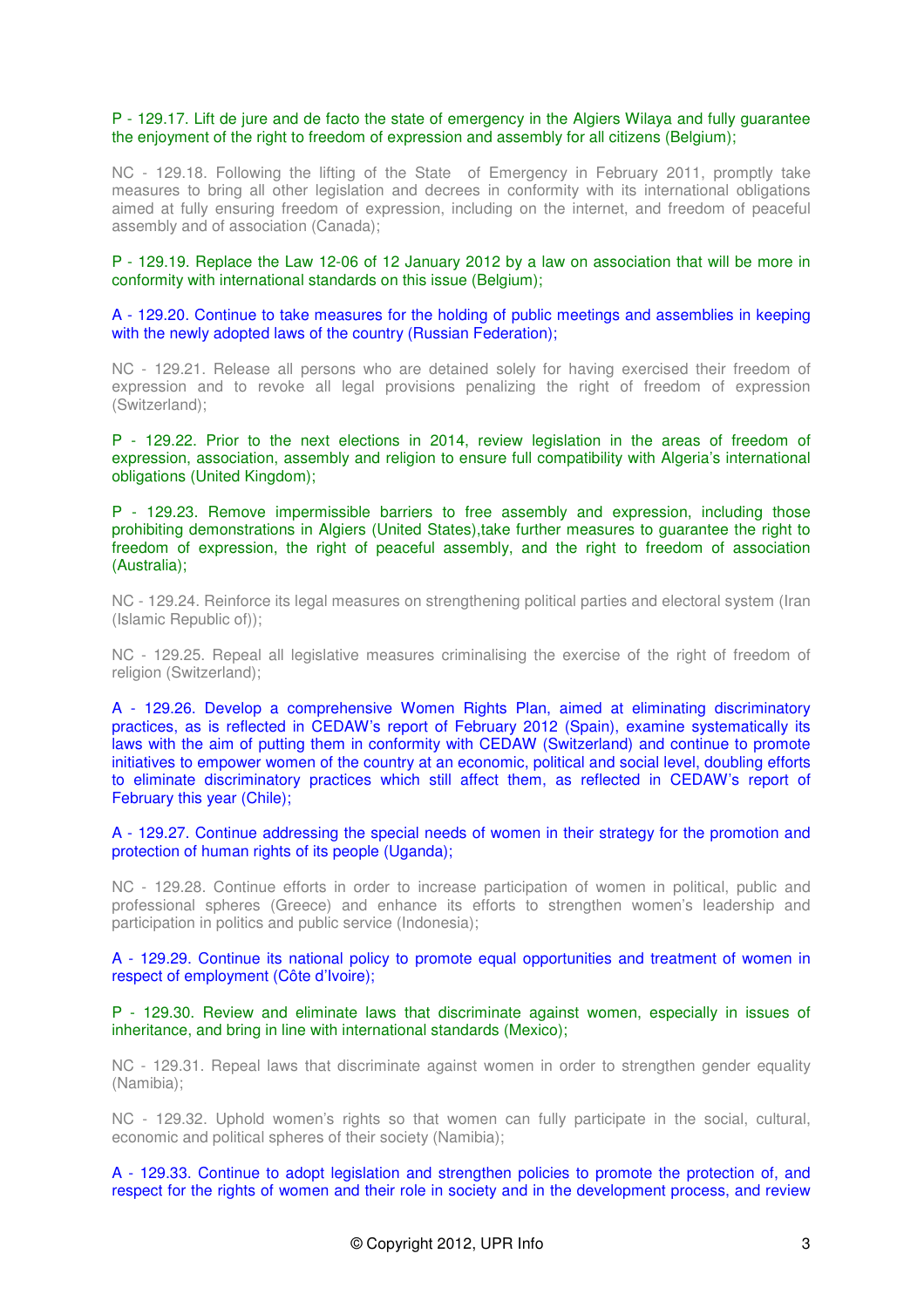P - 129.17. Lift de jure and de facto the state of emergency in the Algiers Wilaya and fully guarantee the enjoyment of the right to freedom of expression and assembly for all citizens (Belgium);

NC - 129.18. Following the lifting of the State of Emergency in February 2011, promptly take measures to bring all other legislation and decrees in conformity with its international obligations aimed at fully ensuring freedom of expression, including on the internet, and freedom of peaceful assembly and of association (Canada);

P - 129.19. Replace the Law 12-06 of 12 January 2012 by a law on association that will be more in conformity with international standards on this issue (Belgium);

A - 129.20. Continue to take measures for the holding of public meetings and assemblies in keeping with the newly adopted laws of the country (Russian Federation);

NC - 129.21. Release all persons who are detained solely for having exercised their freedom of expression and to revoke all legal provisions penalizing the right of freedom of expression (Switzerland);

P - 129.22. Prior to the next elections in 2014, review legislation in the areas of freedom of expression, association, assembly and religion to ensure full compatibility with Algeria's international obligations (United Kingdom);

P - 129.23. Remove impermissible barriers to free assembly and expression, including those prohibiting demonstrations in Algiers (United States),take further measures to guarantee the right to freedom of expression, the right of peaceful assembly, and the right to freedom of association (Australia);

NC - 129.24. Reinforce its legal measures on strengthening political parties and electoral system (Iran (Islamic Republic of));

NC - 129.25. Repeal all legislative measures criminalising the exercise of the right of freedom of religion (Switzerland);

A - 129.26. Develop a comprehensive Women Rights Plan, aimed at eliminating discriminatory practices, as is reflected in CEDAW's report of February 2012 (Spain), examine systematically its laws with the aim of putting them in conformity with CEDAW (Switzerland) and continue to promote initiatives to empower women of the country at an economic, political and social level, doubling efforts to eliminate discriminatory practices which still affect them, as reflected in CEDAW's report of February this year (Chile);

A - 129.27. Continue addressing the special needs of women in their strategy for the promotion and protection of human rights of its people (Uganda);

NC - 129.28. Continue efforts in order to increase participation of women in political, public and professional spheres (Greece) and enhance its efforts to strengthen women's leadership and participation in politics and public service (Indonesia);

A - 129.29. Continue its national policy to promote equal opportunities and treatment of women in respect of employment (Côte d'Ivoire);

P - 129.30. Review and eliminate laws that discriminate against women, especially in issues of inheritance, and bring in line with international standards (Mexico);

NC - 129.31. Repeal laws that discriminate against women in order to strengthen gender equality (Namibia);

NC - 129.32. Uphold women's rights so that women can fully participate in the social, cultural, economic and political spheres of their society (Namibia);

A - 129.33. Continue to adopt legislation and strengthen policies to promote the protection of, and respect for the rights of women and their role in society and in the development process, and review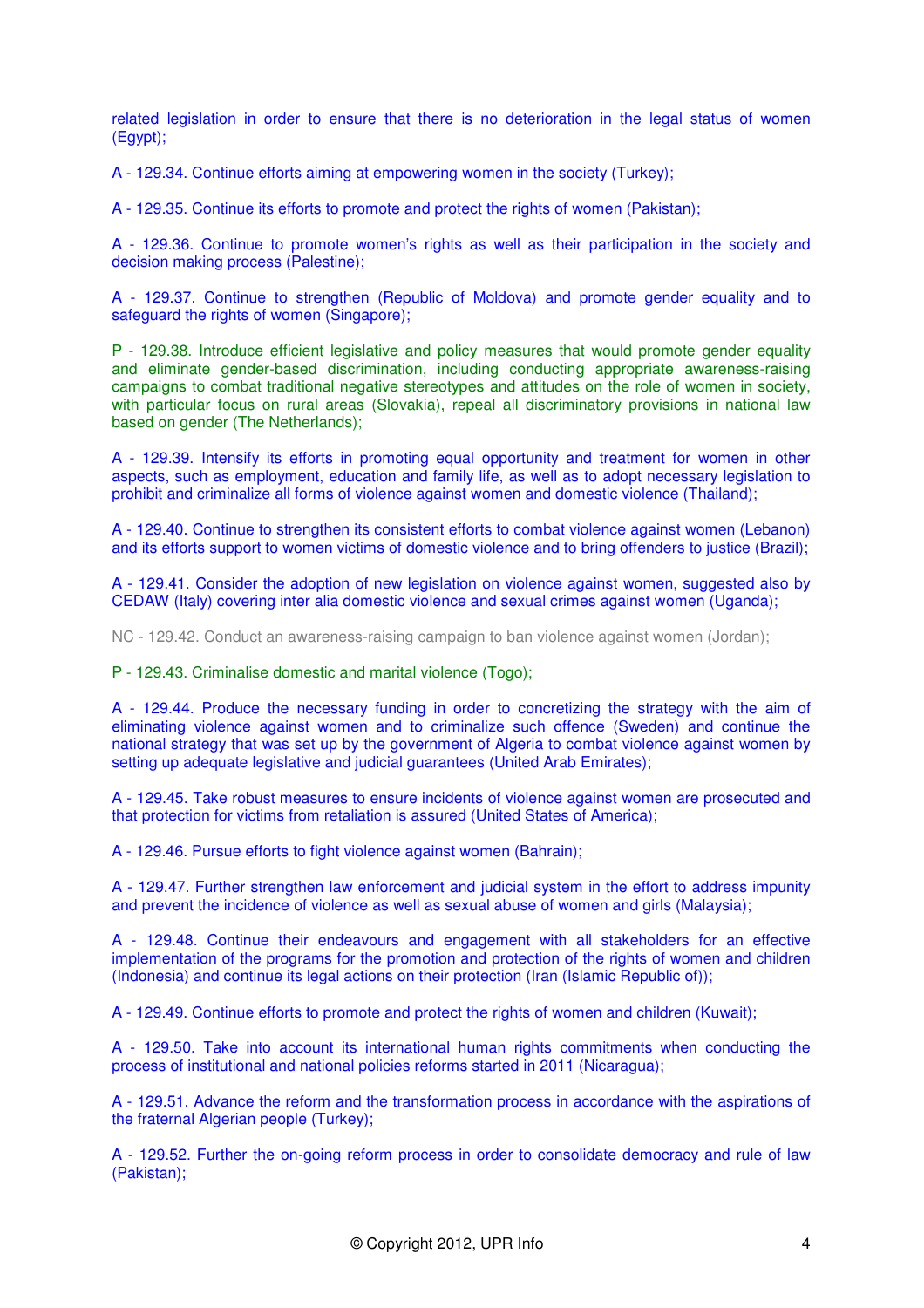related legislation in order to ensure that there is no deterioration in the legal status of women (Egypt);

A - 129.34. Continue efforts aiming at empowering women in the society (Turkey);

A - 129.35. Continue its efforts to promote and protect the rights of women (Pakistan);

A - 129.36. Continue to promote women's rights as well as their participation in the society and decision making process (Palestine);

A - 129.37. Continue to strengthen (Republic of Moldova) and promote gender equality and to safeguard the rights of women (Singapore);

P - 129.38. Introduce efficient legislative and policy measures that would promote gender equality and eliminate gender-based discrimination, including conducting appropriate awareness-raising campaigns to combat traditional negative stereotypes and attitudes on the role of women in society, with particular focus on rural areas (Slovakia), repeal all discriminatory provisions in national law based on gender (The Netherlands);

A - 129.39. Intensify its efforts in promoting equal opportunity and treatment for women in other aspects, such as employment, education and family life, as well as to adopt necessary legislation to prohibit and criminalize all forms of violence against women and domestic violence (Thailand);

A - 129.40. Continue to strengthen its consistent efforts to combat violence against women (Lebanon) and its efforts support to women victims of domestic violence and to bring offenders to justice (Brazil);

A - 129.41. Consider the adoption of new legislation on violence against women, suggested also by CEDAW (Italy) covering inter alia domestic violence and sexual crimes against women (Uganda);

NC - 129.42. Conduct an awareness-raising campaign to ban violence against women (Jordan);

P - 129.43. Criminalise domestic and marital violence (Togo);

A - 129.44. Produce the necessary funding in order to concretizing the strategy with the aim of eliminating violence against women and to criminalize such offence (Sweden) and continue the national strategy that was set up by the government of Algeria to combat violence against women by setting up adequate legislative and judicial guarantees (United Arab Emirates);

A - 129.45. Take robust measures to ensure incidents of violence against women are prosecuted and that protection for victims from retaliation is assured (United States of America);

A - 129.46. Pursue efforts to fight violence against women (Bahrain);

A - 129.47. Further strengthen law enforcement and judicial system in the effort to address impunity and prevent the incidence of violence as well as sexual abuse of women and girls (Malaysia);

A - 129.48. Continue their endeavours and engagement with all stakeholders for an effective implementation of the programs for the promotion and protection of the rights of women and children (Indonesia) and continue its legal actions on their protection (Iran (Islamic Republic of));

A - 129.49. Continue efforts to promote and protect the rights of women and children (Kuwait);

A - 129.50. Take into account its international human rights commitments when conducting the process of institutional and national policies reforms started in 2011 (Nicaragua);

A - 129.51. Advance the reform and the transformation process in accordance with the aspirations of the fraternal Algerian people (Turkey);

A - 129.52. Further the on-going reform process in order to consolidate democracy and rule of law (Pakistan);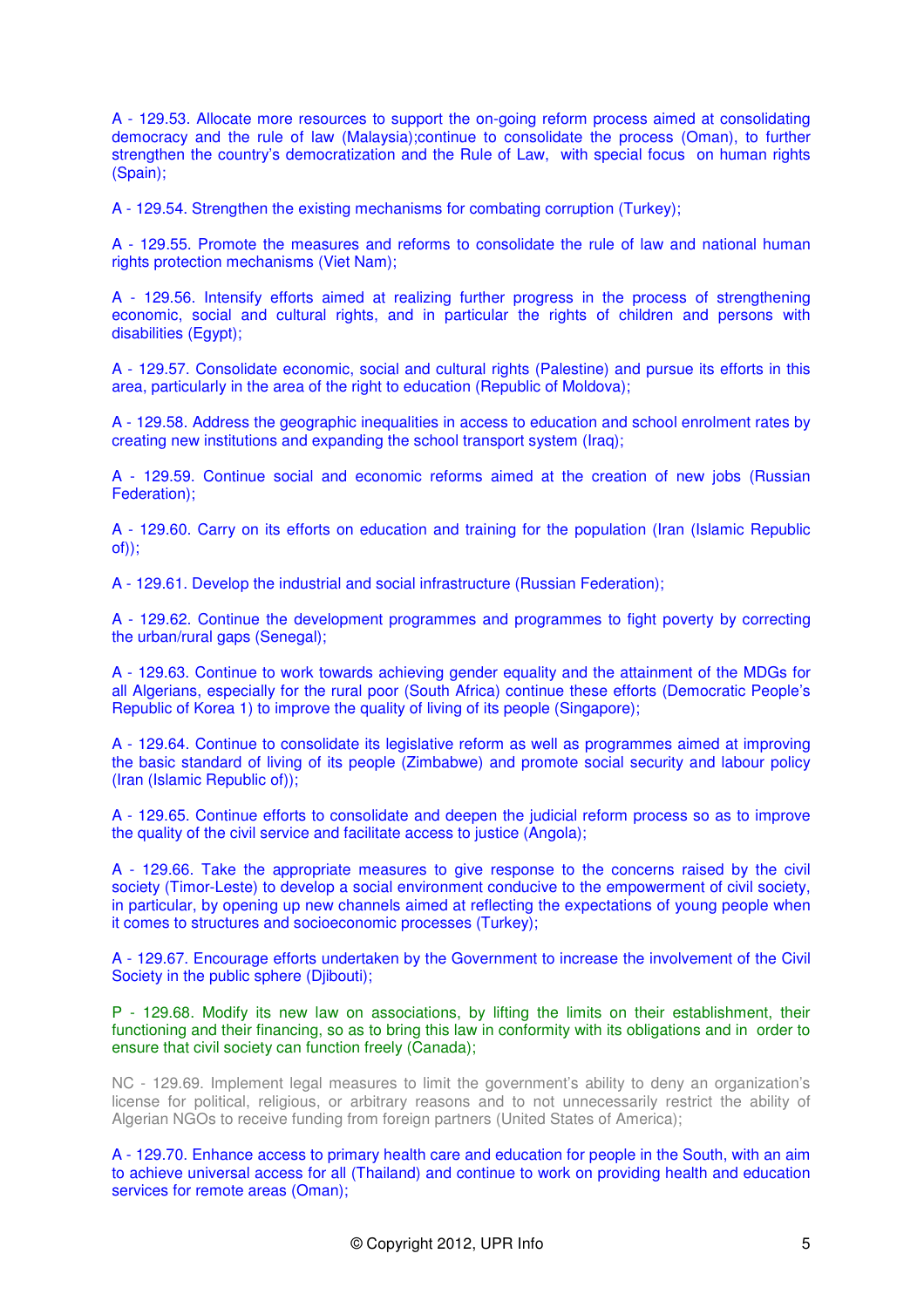A - 129.53. Allocate more resources to support the on-going reform process aimed at consolidating democracy and the rule of law (Malaysia);continue to consolidate the process (Oman), to further strengthen the country's democratization and the Rule of Law, with special focus on human rights (Spain);

A - 129.54. Strengthen the existing mechanisms for combating corruption (Turkey);

A - 129.55. Promote the measures and reforms to consolidate the rule of law and national human rights protection mechanisms (Viet Nam);

A - 129.56. Intensify efforts aimed at realizing further progress in the process of strengthening economic, social and cultural rights, and in particular the rights of children and persons with disabilities (Egypt);

A - 129.57. Consolidate economic, social and cultural rights (Palestine) and pursue its efforts in this area, particularly in the area of the right to education (Republic of Moldova);

A - 129.58. Address the geographic inequalities in access to education and school enrolment rates by creating new institutions and expanding the school transport system (Iraq);

A - 129.59. Continue social and economic reforms aimed at the creation of new jobs (Russian Federation);

A - 129.60. Carry on its efforts on education and training for the population (Iran (Islamic Republic of));

A - 129.61. Develop the industrial and social infrastructure (Russian Federation);

A - 129.62. Continue the development programmes and programmes to fight poverty by correcting the urban/rural gaps (Senegal);

A - 129.63. Continue to work towards achieving gender equality and the attainment of the MDGs for all Algerians, especially for the rural poor (South Africa) continue these efforts (Democratic People's Republic of Korea 1) to improve the quality of living of its people (Singapore);

A - 129.64. Continue to consolidate its legislative reform as well as programmes aimed at improving the basic standard of living of its people (Zimbabwe) and promote social security and labour policy (Iran (Islamic Republic of));

A - 129.65. Continue efforts to consolidate and deepen the judicial reform process so as to improve the quality of the civil service and facilitate access to justice (Angola);

A - 129.66. Take the appropriate measures to give response to the concerns raised by the civil society (Timor-Leste) to develop a social environment conducive to the empowerment of civil society, in particular, by opening up new channels aimed at reflecting the expectations of young people when it comes to structures and socioeconomic processes (Turkey);

A - 129.67. Encourage efforts undertaken by the Government to increase the involvement of the Civil Society in the public sphere (Djibouti);

P - 129.68. Modify its new law on associations, by lifting the limits on their establishment, their functioning and their financing, so as to bring this law in conformity with its obligations and in order to ensure that civil society can function freely (Canada);

NC - 129.69. Implement legal measures to limit the government's ability to deny an organization's license for political, religious, or arbitrary reasons and to not unnecessarily restrict the ability of Algerian NGOs to receive funding from foreign partners (United States of America);

A - 129.70. Enhance access to primary health care and education for people in the South, with an aim to achieve universal access for all (Thailand) and continue to work on providing health and education services for remote areas (Oman);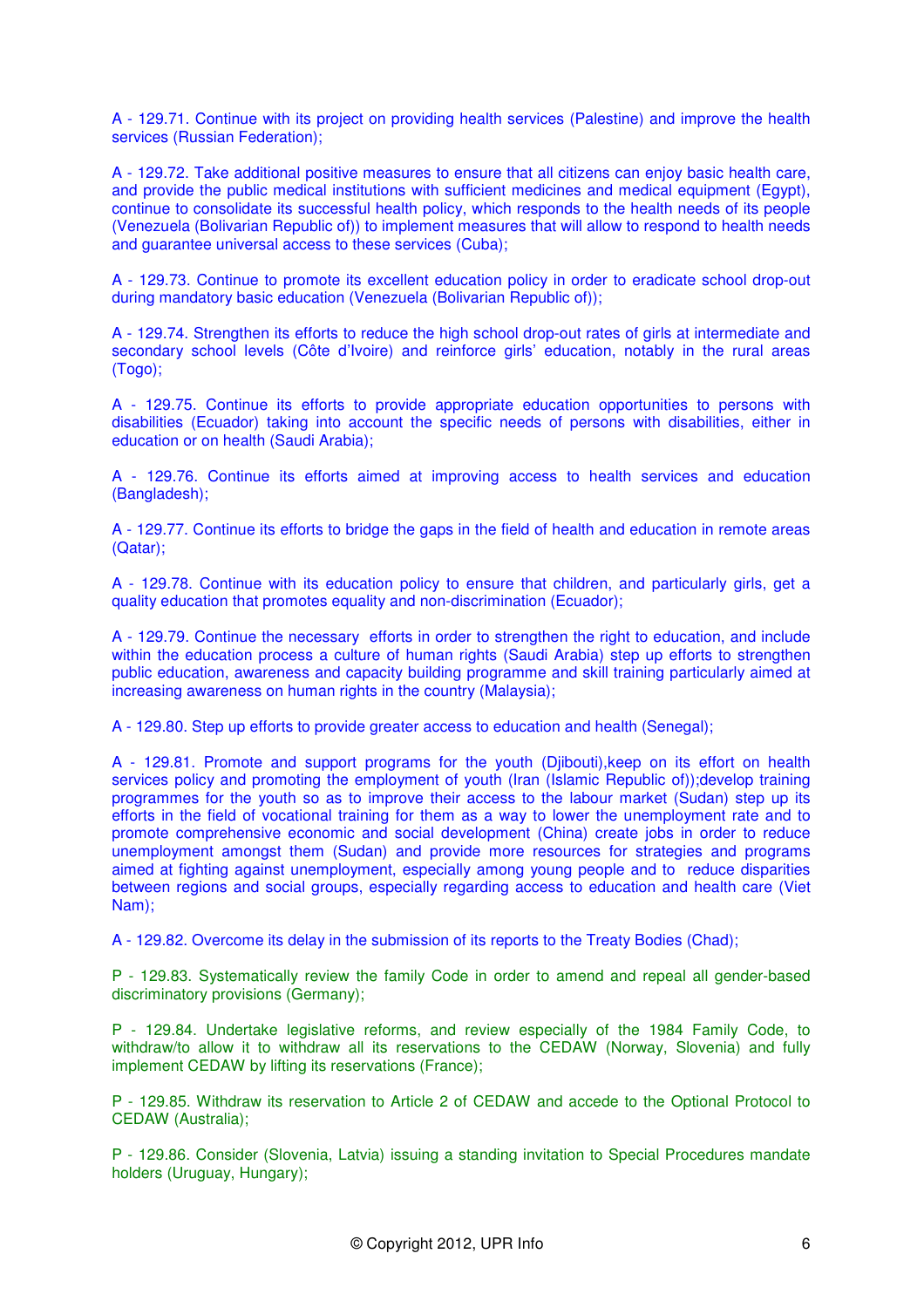A - 129.71. Continue with its project on providing health services (Palestine) and improve the health services (Russian Federation);

A - 129.72. Take additional positive measures to ensure that all citizens can enjoy basic health care, and provide the public medical institutions with sufficient medicines and medical equipment (Egypt), continue to consolidate its successful health policy, which responds to the health needs of its people (Venezuela (Bolivarian Republic of)) to implement measures that will allow to respond to health needs and guarantee universal access to these services (Cuba);

A - 129.73. Continue to promote its excellent education policy in order to eradicate school drop-out during mandatory basic education (Venezuela (Bolivarian Republic of));

A - 129.74. Strengthen its efforts to reduce the high school drop-out rates of girls at intermediate and secondary school levels (Côte d'Ivoire) and reinforce girls' education, notably in the rural areas (Togo);

A - 129.75. Continue its efforts to provide appropriate education opportunities to persons with disabilities (Ecuador) taking into account the specific needs of persons with disabilities, either in education or on health (Saudi Arabia);

A - 129.76. Continue its efforts aimed at improving access to health services and education (Bangladesh);

A - 129.77. Continue its efforts to bridge the gaps in the field of health and education in remote areas (Qatar);

A - 129.78. Continue with its education policy to ensure that children, and particularly girls, get a quality education that promotes equality and non-discrimination (Ecuador);

A - 129.79. Continue the necessary efforts in order to strengthen the right to education, and include within the education process a culture of human rights (Saudi Arabia) step up efforts to strengthen public education, awareness and capacity building programme and skill training particularly aimed at increasing awareness on human rights in the country (Malaysia);

A - 129.80. Step up efforts to provide greater access to education and health (Senegal);

A - 129.81. Promote and support programs for the youth (Djibouti),keep on its effort on health services policy and promoting the employment of youth (Iran (Islamic Republic of));develop training programmes for the youth so as to improve their access to the labour market (Sudan) step up its efforts in the field of vocational training for them as a way to lower the unemployment rate and to promote comprehensive economic and social development (China) create jobs in order to reduce unemployment amongst them (Sudan) and provide more resources for strategies and programs aimed at fighting against unemployment, especially among young people and to reduce disparities between regions and social groups, especially regarding access to education and health care (Viet Nam);

A - 129.82. Overcome its delay in the submission of its reports to the Treaty Bodies (Chad);

P - 129.83. Systematically review the family Code in order to amend and repeal all gender-based discriminatory provisions (Germany);

P - 129.84. Undertake legislative reforms, and review especially of the 1984 Family Code, to withdraw/to allow it to withdraw all its reservations to the CEDAW (Norway, Slovenia) and fully implement CEDAW by lifting its reservations (France);

P - 129.85. Withdraw its reservation to Article 2 of CEDAW and accede to the Optional Protocol to CEDAW (Australia);

P - 129.86. Consider (Slovenia, Latvia) issuing a standing invitation to Special Procedures mandate holders (Uruguay, Hungary);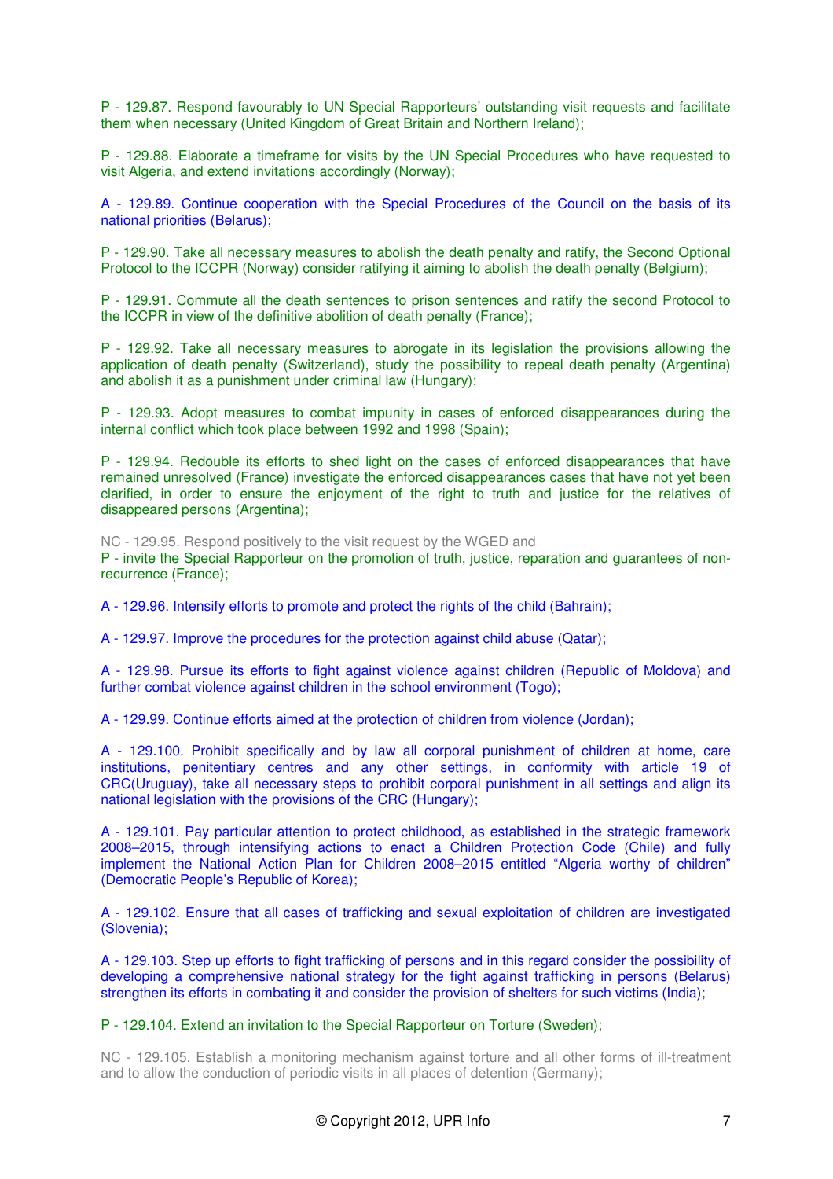P - 129.87. Respond favourably to UN Special Rapporteurs' outstanding visit requests and facilitate them when necessary (United Kingdom of Great Britain and Northern Ireland);

P - 129.88. Elaborate a timeframe for visits by the UN Special Procedures who have requested to visit Algeria, and extend invitations accordingly (Norway);

A - 129.89. Continue cooperation with the Special Procedures of the Council on the basis of its national priorities (Belarus);

P - 129.90. Take all necessary measures to abolish the death penalty and ratify, the Second Optional Protocol to the ICCPR (Norway) consider ratifying it aiming to abolish the death penalty (Belgium);

P - 129.91. Commute all the death sentences to prison sentences and ratify the second Protocol to the ICCPR in view of the definitive abolition of death penalty (France);

P - 129.92. Take all necessary measures to abrogate in its legislation the provisions allowing the application of death penalty (Switzerland), study the possibility to repeal death penalty (Argentina) and abolish it as a punishment under criminal law (Hungary);

P - 129.93. Adopt measures to combat impunity in cases of enforced disappearances during the internal conflict which took place between 1992 and 1998 (Spain);

P - 129.94. Redouble its efforts to shed light on the cases of enforced disappearances that have remained unresolved (France) investigate the enforced disappearances cases that have not yet been clarified, in order to ensure the enjoyment of the right to truth and justice for the relatives of disappeared persons (Argentina);

NC - 129.95. Respond positively to the visit request by the WGED and
P - invite the Special Rapporteur on the promotion of truth, justice, reparation and guarantees of non-recurrence (France);

A - 129.96. Intensify efforts to promote and protect the rights of the child (Bahrain);

A - 129.97. Improve the procedures for the protection against child abuse (Qatar);

A - 129.98. Pursue its efforts to fight against violence against children (Republic of Moldova) and further combat violence against children in the school environment (Togo);

A - 129.99. Continue efforts aimed at the protection of children from violence (Jordan);

A - 129.100. Prohibit specifically and by law all corporal punishment of children at home, care institutions, penitentiary centres and any other settings, in conformity with article 19 of CRC(Uruguay), take all necessary steps to prohibit corporal punishment in all settings and align its national legislation with the provisions of the CRC (Hungary);

A - 129.101. Pay particular attention to protect childhood, as established in the strategic framework 2008–2015, through intensifying actions to enact a Children Protection Code (Chile) and fully implement the National Action Plan for Children 2008–2015 entitled "Algeria worthy of children" (Democratic People's Republic of Korea);

A - 129.102. Ensure that all cases of trafficking and sexual exploitation of children are investigated (Slovenia);

A - 129.103. Step up efforts to fight trafficking of persons and in this regard consider the possibility of developing a comprehensive national strategy for the fight against trafficking in persons (Belarus) strengthen its efforts in combating it and consider the provision of shelters for such victims (India);

P - 129.104. Extend an invitation to the Special Rapporteur on Torture (Sweden);

NC - 129.105. Establish a monitoring mechanism against torture and all other forms of ill-treatment and to allow the conduction of periodic visits in all places of detention (Germany);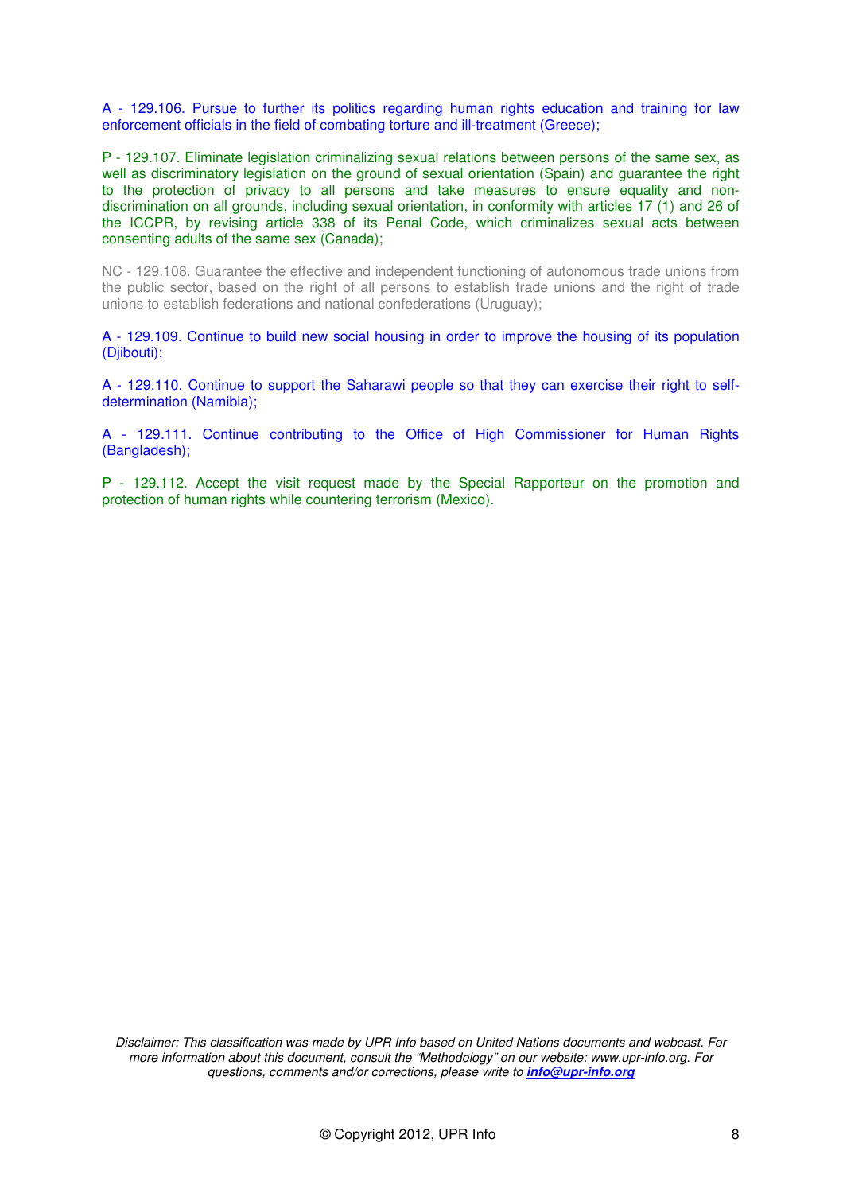A - 129.106. Pursue to further its politics regarding human rights education and training for law enforcement officials in the field of combating torture and ill-treatment (Greece);

P - 129.107. Eliminate legislation criminalizing sexual relations between persons of the same sex, as well as discriminatory legislation on the ground of sexual orientation (Spain) and guarantee the right to the protection of privacy to all persons and take measures to ensure equality and non-discrimination on all grounds, including sexual orientation, in conformity with articles 17 (1) and 26 of the ICCPR, by revising article 338 of its Penal Code, which criminalizes sexual acts between consenting adults of the same sex (Canada);

NC - 129.108. Guarantee the effective and independent functioning of autonomous trade unions from the public sector, based on the right of all persons to establish trade unions and the right of trade unions to establish federations and national confederations (Uruguay);

A - 129.109. Continue to build new social housing in order to improve the housing of its population (Djibouti);

A - 129.110. Continue to support the Saharawi people so that they can exercise their right to self-determination (Namibia);

A - 129.111. Continue contributing to the Office of High Commissioner for Human Rights (Bangladesh);

P - 129.112. Accept the visit request made by the Special Rapporteur on the promotion and protection of human rights while countering terrorism (Mexico).

*Disclaimer: This classification was made by UPR Info based on United Nations documents and webcast. For more information about this document, consult the "Methodology" on our website: www.upr-info.org. For questions, comments and/or corrections, please write to* ***info@upr-info.org***

© Copyright 2012, UPR Info